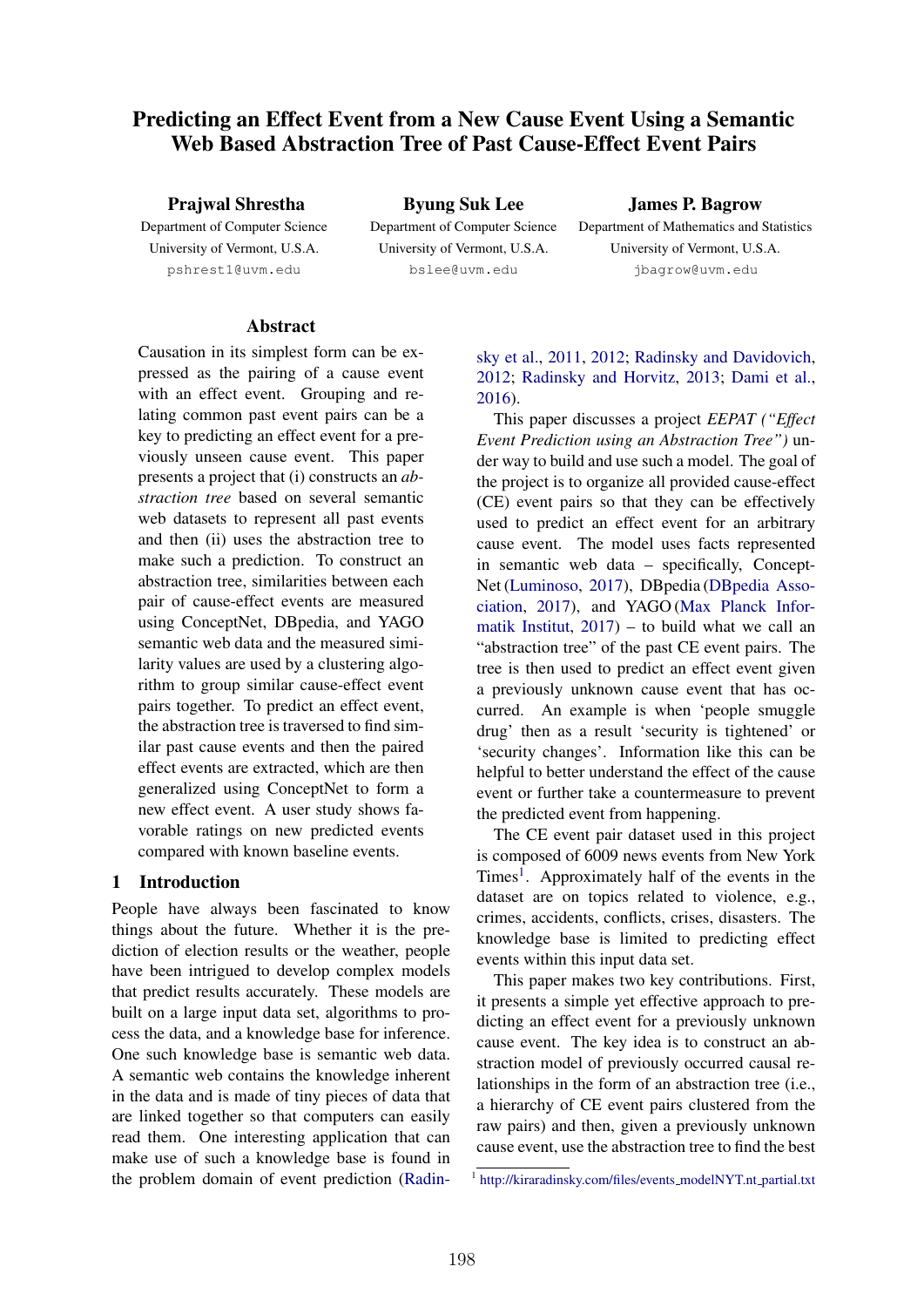# Predicting an Effect Event from a New Cause Event Using a Semantic Web Based Abstraction Tree of Past Cause-Effect Event Pairs

**Prajwal Shrestha**
Department of Computer Science
University of Vermont, U.S.A.
pshrest1@uvm.edu

**Byung Suk Lee**
Department of Computer Science
University of Vermont, U.S.A.
bslee@uvm.edu

**James P. Bagrow**
Department of Mathematics and Statistics
University of Vermont, U.S.A.
jbagrow@uvm.edu

## Abstract

Causation in its simplest form can be expressed as the pairing of a cause event with an effect event. Grouping and relating common past event pairs can be a key to predicting an effect event for a previously unseen cause event. This paper presents a project that (i) constructs an *abstraction tree* based on several semantic web datasets to represent all past events and then (ii) uses the abstraction tree to make such a prediction. To construct an abstraction tree, similarities between each pair of cause-effect events are measured using ConceptNet, DBpedia, and YAGO semantic web data and the measured similarity values are used by a clustering algorithm to group similar cause-effect event pairs together. To predict an effect event, the abstraction tree is traversed to find similar past cause events and then the paired effect events are extracted, which are then generalized using ConceptNet to form a new effect event. A user study shows favorable ratings on new predicted events compared with known baseline events.

## 1 Introduction

People have always been fascinated to know things about the future. Whether it is the prediction of election results or the weather, people have been intrigued to develop complex models that predict results accurately. These models are built on a large input data set, algorithms to process the data, and a knowledge base for inference. One such knowledge base is semantic web data. A semantic web contains the knowledge inherent in the data and is made of tiny pieces of data that are linked together so that computers can easily read them. One interesting application that can make use of such a knowledge base is found in the problem domain of event prediction (Radinsky et al., 2011, 2012; Radinsky and Davidovich, 2012; Radinsky and Horvitz, 2013; Dami et al., 2016).

This paper discusses a project *EEPAT ("Effect Event Prediction using an Abstraction Tree")* under way to build and use such a model. The goal of the project is to organize all provided cause-effect (CE) event pairs so that they can be effectively used to predict an effect event for an arbitrary cause event. The model uses facts represented in semantic web data – specifically, ConceptNet (Luminoso, 2017), DBpedia (DBpedia Association, 2017), and YAGO (Max Planck Informatik Institut, 2017) – to build what we call an "abstraction tree" of the past CE event pairs. The tree is then used to predict an effect event given a previously unknown cause event that has occurred. An example is when 'people smuggle drug' then as a result 'security is tightened' or 'security changes'. Information like this can be helpful to better understand the effect of the cause event or further take a countermeasure to prevent the predicted event from happening.

The CE event pair dataset used in this project is composed of 6009 news events from New York Times[1]. Approximately half of the events in the dataset are on topics related to violence, e.g., crimes, accidents, conflicts, crises, disasters. The knowledge base is limited to predicting effect events within this input data set.

This paper makes two key contributions. First, it presents a simple yet effective approach to predicting an effect event for a previously unknown cause event. The key idea is to construct an abstraction model of previously occurred causal relationships in the form of an abstraction tree (i.e., a hierarchy of CE event pairs clustered from the raw pairs) and then, given a previously unknown cause event, use the abstraction tree to find the best

[1] http://kiraradinsky.com/files/events_modelNYT.nt_partial.txt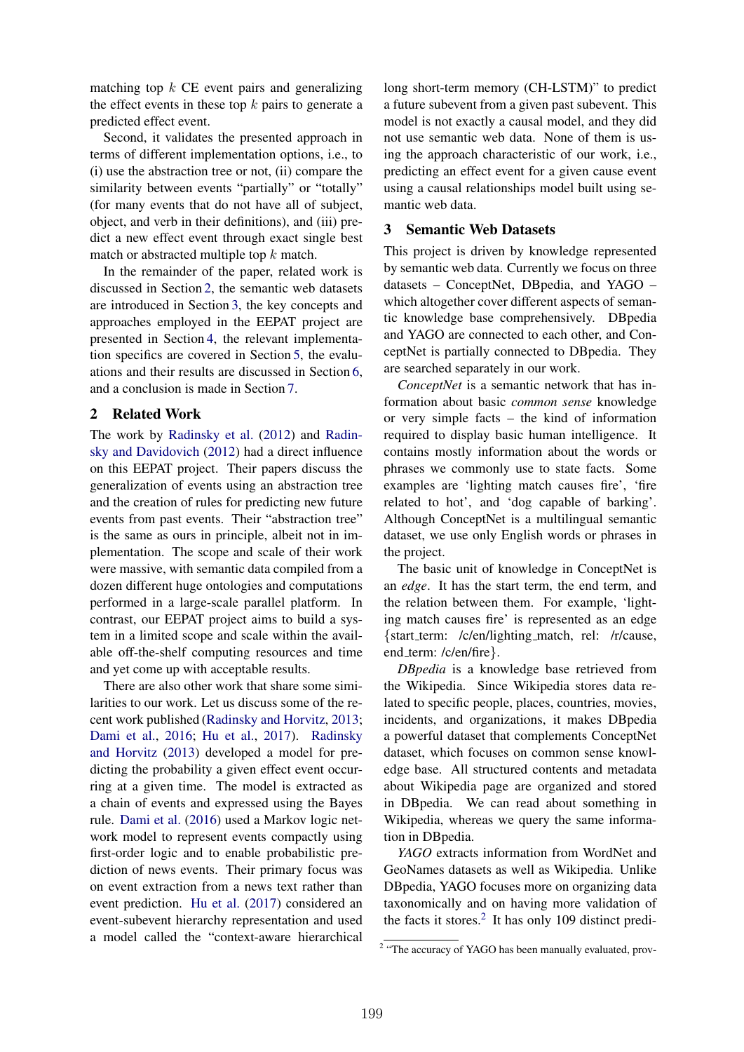matching top $k$ CE event pairs and generalizing the effect events in these top $k$ pairs to generate a predicted effect event.

Second, it validates the presented approach in terms of different implementation options, i.e., to (i) use the abstraction tree or not, (ii) compare the similarity between events "partially" or "totally" (for many events that do not have all of subject, object, and verb in their definitions), and (iii) predict a new effect event through exact single best match or abstracted multiple top $k$ match.

In the remainder of the paper, related work is discussed in Section 2, the semantic web datasets are introduced in Section 3, the key concepts and approaches employed in the EEPAT project are presented in Section 4, the relevant implementation specifics are covered in Section 5, the evaluations and their results are discussed in Section 6, and a conclusion is made in Section 7.

## 2 Related Work

The work by Radinsky et al. (2012) and Radinsky and Davidovich (2012) had a direct influence on this EEPAT project. Their papers discuss the generalization of events using an abstraction tree and the creation of rules for predicting new future events from past events. Their "abstraction tree" is the same as ours in principle, albeit not in implementation. The scope and scale of their work were massive, with semantic data compiled from a dozen different huge ontologies and computations performed in a large-scale parallel platform. In contrast, our EEPAT project aims to build a system in a limited scope and scale within the available off-the-shelf computing resources and time and yet come up with acceptable results.

There are also other work that share some similarities to our work. Let us discuss some of the recent work published (Radinsky and Horvitz, 2013; Dami et al., 2016; Hu et al., 2017). Radinsky and Horvitz (2013) developed a model for predicting the probability a given effect event occurring at a given time. The model is extracted as a chain of events and expressed using the Bayes rule. Dami et al. (2016) used a Markov logic network model to represent events compactly using first-order logic and to enable probabilistic prediction of news events. Their primary focus was on event extraction from a news text rather than event prediction. Hu et al. (2017) considered an event-subevent hierarchy representation and used a model called the "context-aware hierarchical long short-term memory (CH-LSTM)" to predict a future subevent from a given past subevent. This model is not exactly a causal model, and they did not use semantic web data. None of them is using the approach characteristic of our work, i.e., predicting an effect event for a given cause event using a causal relationships model built using semantic web data.

## 3 Semantic Web Datasets

This project is driven by knowledge represented by semantic web data. Currently we focus on three datasets – ConceptNet, DBpedia, and YAGO – which altogether cover different aspects of semantic knowledge base comprehensively. DBpedia and YAGO are connected to each other, and ConceptNet is partially connected to DBpedia. They are searched separately in our work.

*ConceptNet* is a semantic network that has information about basic *common sense* knowledge or very simple facts – the kind of information required to display basic human intelligence. It contains mostly information about the words or phrases we commonly use to state facts. Some examples are 'lighting match causes fire', 'fire related to hot', and 'dog capable of barking'. Although ConceptNet is a multilingual semantic dataset, we use only English words or phrases in the project.

The basic unit of knowledge in ConceptNet is an *edge*. It has the start term, the end term, and the relation between them. For example, 'lighting match causes fire' is represented as an edge {start_term: /c/en/lighting_match, rel: /r/cause, end_term: /c/en/fire}.

*DBpedia* is a knowledge base retrieved from the Wikipedia. Since Wikipedia stores data related to specific people, places, countries, movies, incidents, and organizations, it makes DBpedia a powerful dataset that complements ConceptNet dataset, which focuses on common sense knowledge base. All structured contents and metadata about Wikipedia page are organized and stored in DBpedia. We can read about something in Wikipedia, whereas we query the same information in DBpedia.

*YAGO* extracts information from WordNet and GeoNames datasets as well as Wikipedia. Unlike DBpedia, YAGO focuses more on organizing data taxonomically and on having more validation of the facts it stores.[2] It has only 109 distinct predi-

[2] "The accuracy of YAGO has been manually evaluated, prov-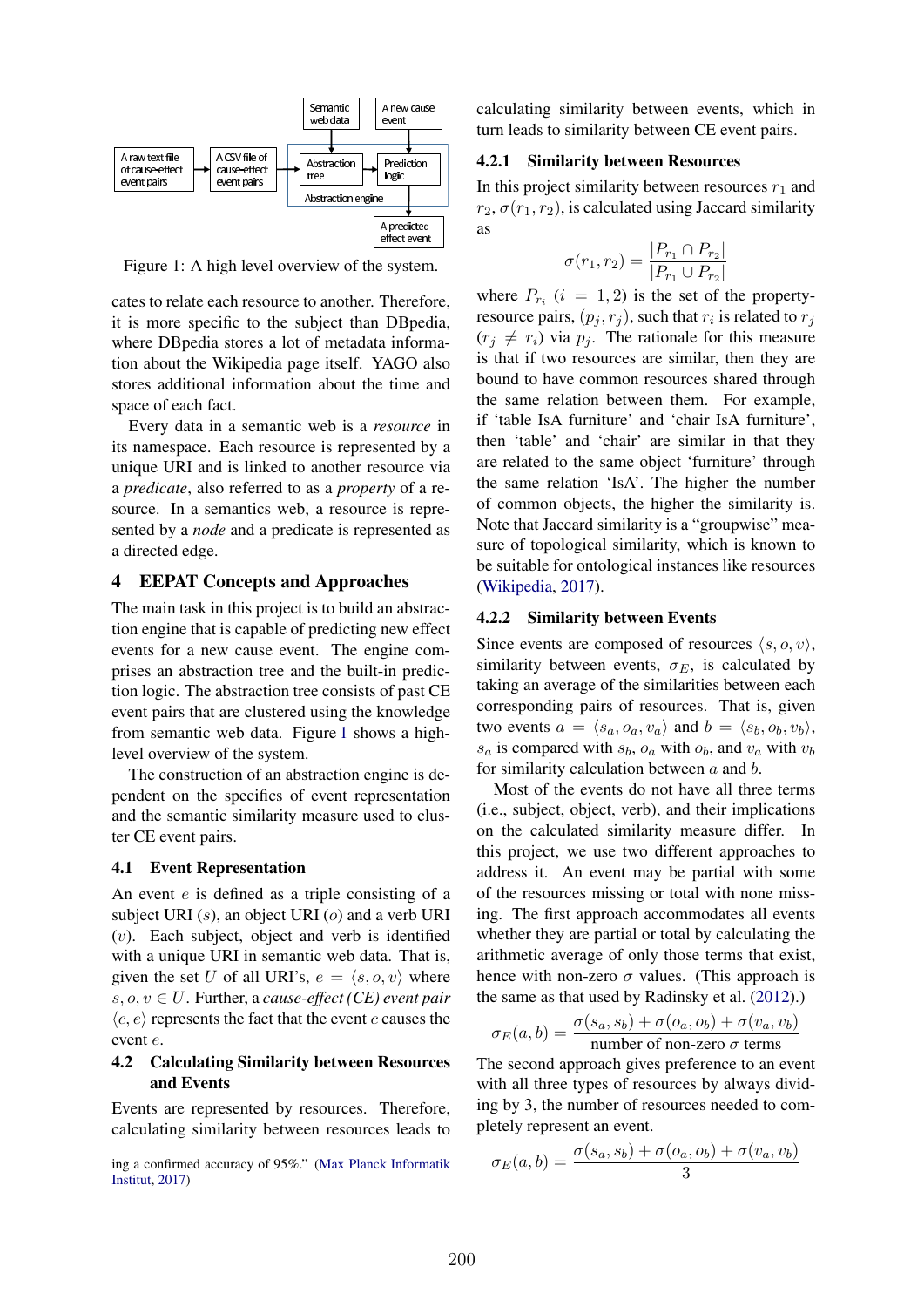Figure 1: A high level overview of the system.

cates to relate each resource to another. Therefore, it is more specific to the subject than DBpedia, where DBpedia stores a lot of metadata information about the Wikipedia page itself. YAGO also stores additional information about the time and space of each fact.

Every data in a semantic web is a *resource* in its namespace. Each resource is represented by a unique URI and is linked to another resource via a *predicate*, also referred to as a *property* of a resource. In a semantics web, a resource is represented by a *node* and a predicate is represented as a directed edge.

## 4 EEPAT Concepts and Approaches

The main task in this project is to build an abstraction engine that is capable of predicting new effect events for a new cause event. The engine comprises an abstraction tree and the built-in prediction logic. The abstraction tree consists of past CE event pairs that are clustered using the knowledge from semantic web data. Figure 1 shows a high-level overview of the system.

The construction of an abstraction engine is dependent on the specifics of event representation and the semantic similarity measure used to cluster CE event pairs.

### 4.1 Event Representation

An event $e$ is defined as a triple consisting of a subject URI ($s$), an object URI ($o$) and a verb URI ($v$). Each subject, object and verb is identified with a unique URI in semantic web data. That is, given the set $U$ of all URI's, $e = \langle s, o, v \rangle$ where $s, o, v \in U$. Further, a *cause-effect (CE) event pair* $\langle c, e \rangle$ represents the fact that the event $c$ causes the event $e$.

### 4.2 Calculating Similarity between Resources and Events

Events are represented by resources. Therefore, calculating similarity between resources leads to calculating similarity between events, which in turn leads to similarity between CE event pairs.

#### 4.2.1 Similarity between Resources

In this project similarity between resources $r_1$ and $r_2$, $\sigma(r_1, r_2)$, is calculated using Jaccard similarity as

$$\sigma(r_1, r_2) = \frac{|P_{r_1} \cap P_{r_2}|}{|P_{r_1} \cup P_{r_2}|}$$

where $P_{r_i}$ ($i = 1, 2$) is the set of the property-resource pairs, $(p_j, r_j)$, such that $r_i$ is related to $r_j$ ($r_j \neq r_i$) via $p_j$. The rationale for this measure is that if two resources are similar, then they are bound to have common resources shared through the same relation between them. For example, if 'table IsA furniture' and 'chair IsA furniture', then 'table' and 'chair' are similar in that they are related to the same object 'furniture' through the same relation 'IsA'. The higher the number of common objects, the higher the similarity is. Note that Jaccard similarity is a "groupwise" measure of topological similarity, which is known to be suitable for ontological instances like resources (Wikipedia, 2017).

#### 4.2.2 Similarity between Events

Since events are composed of resources $\langle s, o, v \rangle$, similarity between events, $\sigma_E$, is calculated by taking an average of the similarities between each corresponding pairs of resources. That is, given two events $a = \langle s_a, o_a, v_a \rangle$ and $b = \langle s_b, o_b, v_b \rangle$, $s_a$ is compared with $s_b$, $o_a$ with $o_b$, and $v_a$ with $v_b$ for similarity calculation between $a$ and $b$.

Most of the events do not have all three terms (i.e., subject, object, verb), and their implications on the calculated similarity measure differ. In this project, we use two different approaches to address it. An event may be partial with some of the resources missing or total with none missing. The first approach accommodates all events whether they are partial or total by calculating the arithmetic average of only those terms that exist, hence with non-zero $\sigma$ values. (This approach is the same as that used by Radinsky et al. (2012).)

$$\sigma_E(a, b) = \frac{\sigma(s_a, s_b) + \sigma(o_a, o_b) + \sigma(v_a, v_b)}{\text{number of non-zero } \sigma \text{ terms}}$$

The second approach gives preference to an event with all three types of resources by always dividing by 3, the number of resources needed to completely represent an event.

$$\sigma_E(a, b) = \frac{\sigma(s_a, s_b) + \sigma(o_a, o_b) + \sigma(v_a, v_b)}{3}$$

ing a confirmed accuracy of 95%." (Max Planck Informatik Institut, 2017)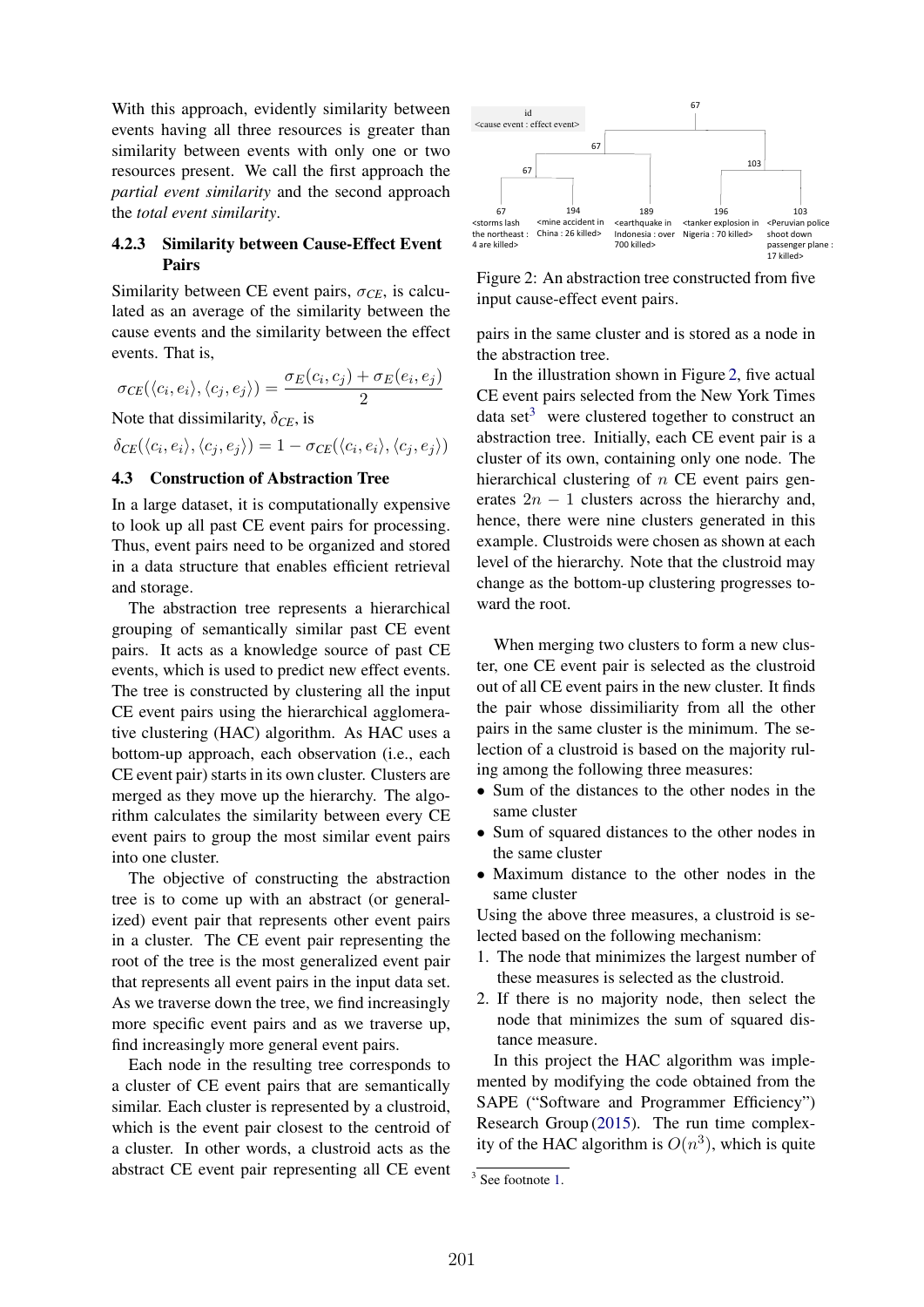With this approach, evidently similarity between events having all three resources is greater than similarity between events with only one or two resources present. We call the first approach the *partial event similarity* and the second approach the *total event similarity*.

#### 4.2.3 Similarity between Cause-Effect Event Pairs

Similarity between CE event pairs, $\sigma_{CE}$, is calculated as an average of the similarity between the cause events and the similarity between the effect events. That is,

$$\sigma_{CE}(\langle c_i, e_i \rangle, \langle c_j, e_j \rangle) = \frac{\sigma_E(c_i, c_j) + \sigma_E(e_i, e_j)}{2}$$

Note that dissimilarity, $\delta_{CE}$, is

$$\delta_{CE}(\langle c_i, e_i \rangle, \langle c_j, e_j \rangle) = 1 - \sigma_{CE}(\langle c_i, e_i \rangle, \langle c_j, e_j \rangle)$$

### 4.3 Construction of Abstraction Tree

In a large dataset, it is computationally expensive to look up all past CE event pairs for processing. Thus, event pairs need to be organized and stored in a data structure that enables efficient retrieval and storage.

The abstraction tree represents a hierarchical grouping of semantically similar past CE event pairs. It acts as a knowledge source of past CE events, which is used to predict new effect events. The tree is constructed by clustering all the input CE event pairs using the hierarchical agglomerative clustering (HAC) algorithm. As HAC uses a bottom-up approach, each observation (i.e., each CE event pair) starts in its own cluster. Clusters are merged as they move up the hierarchy. The algorithm calculates the similarity between every CE event pairs to group the most similar event pairs into one cluster.

The objective of constructing the abstraction tree is to come up with an abstract (or generalized) event pair that represents other event pairs in a cluster. The CE event pair representing the root of the tree is the most generalized event pair that represents all event pairs in the input data set. As we traverse down the tree, we find increasingly more specific event pairs and as we traverse up, find increasingly more general event pairs.

Each node in the resulting tree corresponds to a cluster of CE event pairs that are semantically similar. Each cluster is represented by a clustroid, which is the event pair closest to the centroid of a cluster. In other words, a clustroid acts as the abstract CE event pair representing all CE event pairs in the same cluster and is stored as a node in the abstraction tree.

Figure 2: An abstraction tree constructed from five input cause-effect event pairs.

In the illustration shown in Figure 2, five actual CE event pairs selected from the New York Times data set[3] were clustered together to construct an abstraction tree. Initially, each CE event pair is a cluster of its own, containing only one node. The hierarchical clustering of $n$ CE event pairs generates $2n - 1$ clusters across the hierarchy and, hence, there were nine clusters generated in this example. Clustroids were chosen as shown at each level of the hierarchy. Note that the clustroid may change as the bottom-up clustering progresses toward the root.

When merging two clusters to form a new cluster, one CE event pair is selected as the clustroid out of all CE event pairs in the new cluster. It finds the pair whose dissimiliarity from all the other pairs in the same cluster is the minimum. The selection of a clustroid is based on the majority ruling among the following three measures:

- Sum of the distances to the other nodes in the same cluster
- Sum of squared distances to the other nodes in the same cluster
- Maximum distance to the other nodes in the same cluster

Using the above three measures, a clustroid is selected based on the following mechanism:

1. The node that minimizes the largest number of these measures is selected as the clustroid.
2. If there is no majority node, then select the node that minimizes the sum of squared distance measure.

In this project the HAC algorithm was implemented by modifying the code obtained from the SAPE ("Software and Programmer Efficiency") Research Group (2015). The run time complexity of the HAC algorithm is $O(n^3)$, which is quite

[3] See footnote 1.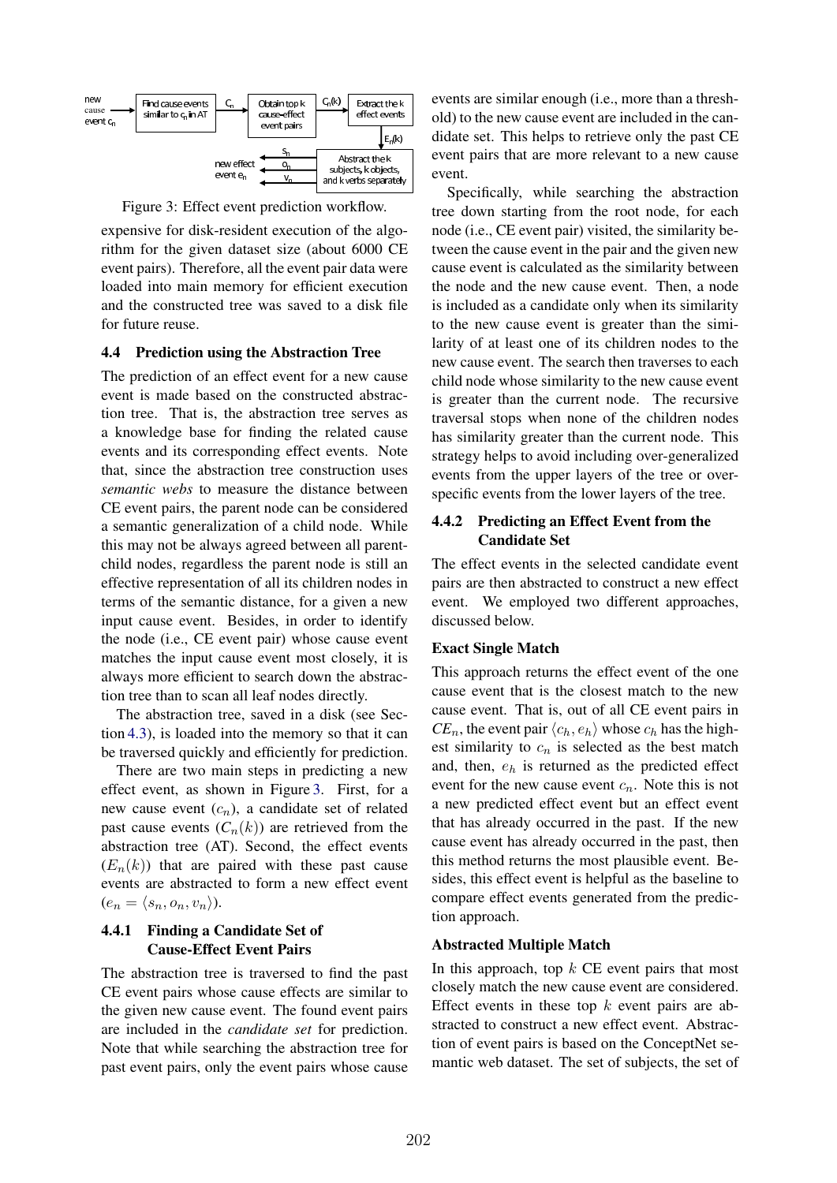Figure 3: Effect event prediction workflow.

expensive for disk-resident execution of the algorithm for the given dataset size (about 6000 CE event pairs). Therefore, all the event pair data were loaded into main memory for efficient execution and the constructed tree was saved to a disk file for future reuse.

### 4.4 Prediction using the Abstraction Tree

The prediction of an effect event for a new cause event is made based on the constructed abstraction tree. That is, the abstraction tree serves as a knowledge base for finding the related cause events and its corresponding effect events. Note that, since the abstraction tree construction uses *semantic webs* to measure the distance between CE event pairs, the parent node can be considered a semantic generalization of a child node. While this may not be always agreed between all parent-child nodes, regardless the parent node is still an effective representation of all its children nodes in terms of the semantic distance, for a given a new input cause event. Besides, in order to identify the node (i.e., CE event pair) whose cause event matches the input cause event most closely, it is always more efficient to search down the abstraction tree than to scan all leaf nodes directly.

The abstraction tree, saved in a disk (see Section 4.3), is loaded into the memory so that it can be traversed quickly and efficiently for prediction.

There are two main steps in predicting a new effect event, as shown in Figure 3. First, for a new cause event ($c_n$), a candidate set of related past cause events ($C_n(k)$) are retrieved from the abstraction tree (AT). Second, the effect events ($E_n(k)$) that are paired with these past cause events are abstracted to form a new effect event ($e_n = \langle s_n, o_n, v_n \rangle$).

#### 4.4.1 Finding a Candidate Set of Cause-Effect Event Pairs

The abstraction tree is traversed to find the past CE event pairs whose cause effects are similar to the given new cause event. The found event pairs are included in the *candidate set* for prediction. Note that while searching the abstraction tree for past event pairs, only the event pairs whose cause events are similar enough (i.e., more than a threshold) to the new cause event are included in the candidate set. This helps to retrieve only the past CE event pairs that are more relevant to a new cause event.

Specifically, while searching the abstraction tree down starting from the root node, for each node (i.e., CE event pair) visited, the similarity between the cause event in the pair and the given new cause event is calculated as the similarity between the node and the new cause event. Then, a node is included as a candidate only when its similarity to the new cause event is greater than the similarity of at least one of its children nodes to the new cause event. The search then traverses to each child node whose similarity to the new cause event is greater than the current node. The recursive traversal stops when none of the children nodes has similarity greater than the current node. This strategy helps to avoid including over-generalized events from the upper layers of the tree or over-specific events from the lower layers of the tree.

#### 4.4.2 Predicting an Effect Event from the Candidate Set

The effect events in the selected candidate event pairs are then abstracted to construct a new effect event. We employed two different approaches, discussed below.

**Exact Single Match**

This approach returns the effect event of the one cause event that is the closest match to the new cause event. That is, out of all CE event pairs in $CE_n$, the event pair $\langle c_h, e_h \rangle$ whose $c_h$ has the highest similarity to $c_n$ is selected as the best match and, then, $e_h$ is returned as the predicted effect event for the new cause event $c_n$. Note this is not a new predicted effect event but an effect event that has already occurred in the past. If the new cause event has already occurred in the past, then this method returns the most plausible event. Besides, this effect event is helpful as the baseline to compare effect events generated from the prediction approach.

**Abstracted Multiple Match**

In this approach, top $k$ CE event pairs that most closely match the new cause event are considered. Effect events in these top $k$ event pairs are abstracted to construct a new effect event. Abstraction of event pairs is based on the ConceptNet semantic web dataset. The set of subjects, the set of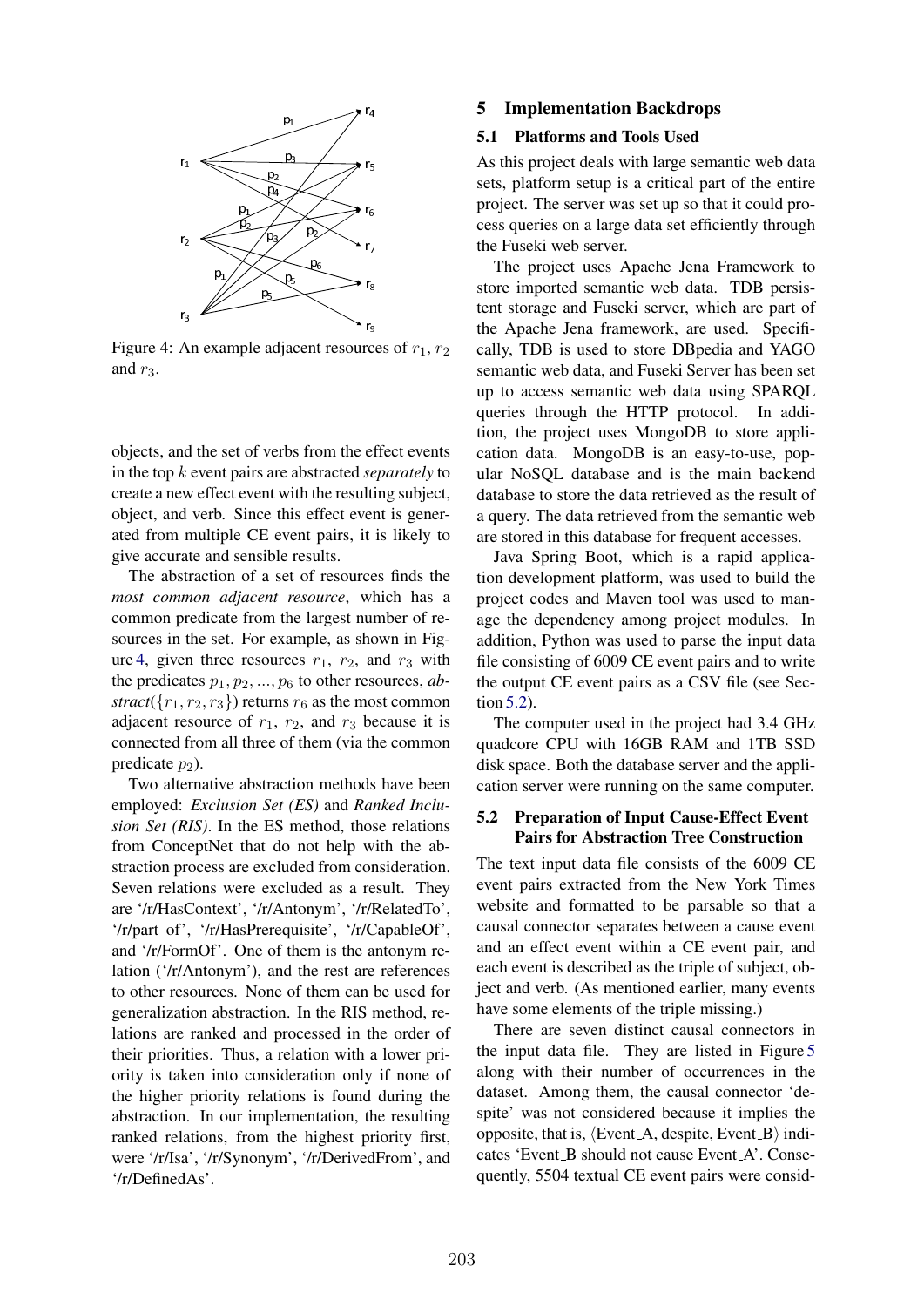Figure 4: An example adjacent resources of $r_1$, $r_2$ and $r_3$.

objects, and the set of verbs from the effect events in the top $k$ event pairs are abstracted *separately* to create a new effect event with the resulting subject, object, and verb. Since this effect event is generated from multiple CE event pairs, it is likely to give accurate and sensible results.

The abstraction of a set of resources finds the *most common adjacent resource*, which has a common predicate from the largest number of resources in the set. For example, as shown in Figure 4, given three resources $r_1$, $r_2$, and $r_3$ with the predicates $p_1, p_2, ..., p_6$ to other resources, *abstract*($\{r_1, r_2, r_3\}$) returns $r_6$ as the most common adjacent resource of $r_1$, $r_2$, and $r_3$ because it is connected from all three of them (via the common predicate $p_2$).

Two alternative abstraction methods have been employed: *Exclusion Set (ES)* and *Ranked Inclusion Set (RIS)*. In the ES method, those relations from ConceptNet that do not help with the abstraction process are excluded from consideration. Seven relations were excluded as a result. They are '/r/HasContext', '/r/Antonym', '/r/RelatedTo', '/r/part of', '/r/HasPrerequisite', '/r/CapableOf', and '/r/FormOf'. One of them is the antonym relation ('/r/Antonym'), and the rest are references to other resources. None of them can be used for generalization abstraction. In the RIS method, relations are ranked and processed in the order of their priorities. Thus, a relation with a lower priority is taken into consideration only if none of the higher priority relations is found during the abstraction. In our implementation, the resulting ranked relations, from the highest priority first, were '/r/Isa', '/r/Synonym', '/r/DerivedFrom', and '/r/DefinedAs'.

## 5 Implementation Backdrops

### 5.1 Platforms and Tools Used

As this project deals with large semantic web data sets, platform setup is a critical part of the entire project. The server was set up so that it could process queries on a large data set efficiently through the Fuseki web server.

The project uses Apache Jena Framework to store imported semantic web data. TDB persistent storage and Fuseki server, which are part of the Apache Jena framework, are used. Specifically, TDB is used to store DBpedia and YAGO semantic web data, and Fuseki Server has been set up to access semantic web data using SPARQL queries through the HTTP protocol. In addition, the project uses MongoDB to store application data. MongoDB is an easy-to-use, popular NoSQL database and is the main backend database to store the data retrieved as the result of a query. The data retrieved from the semantic web are stored in this database for frequent accesses.

Java Spring Boot, which is a rapid application development platform, was used to build the project codes and Maven tool was used to manage the dependency among project modules. In addition, Python was used to parse the input data file consisting of 6009 CE event pairs and to write the output CE event pairs as a CSV file (see Section 5.2).

The computer used in the project had 3.4 GHz quadcore CPU with 16GB RAM and 1TB SSD disk space. Both the database server and the application server were running on the same computer.

### 5.2 Preparation of Input Cause-Effect Event Pairs for Abstraction Tree Construction

The text input data file consists of the 6009 CE event pairs extracted from the New York Times website and formatted to be parsable so that a causal connector separates between a cause event and an effect event within a CE event pair, and each event is described as the triple of subject, object and verb. (As mentioned earlier, many events have some elements of the triple missing.)

There are seven distinct causal connectors in the input data file. They are listed in Figure 5 along with their number of occurrences in the dataset. Among them, the causal connector 'despite' was not considered because it implies the opposite, that is, $\langle$Event_A, despite, Event_B$\rangle$ indicates 'Event_B should not cause Event_A'. Consequently, 5504 textual CE event pairs were consid-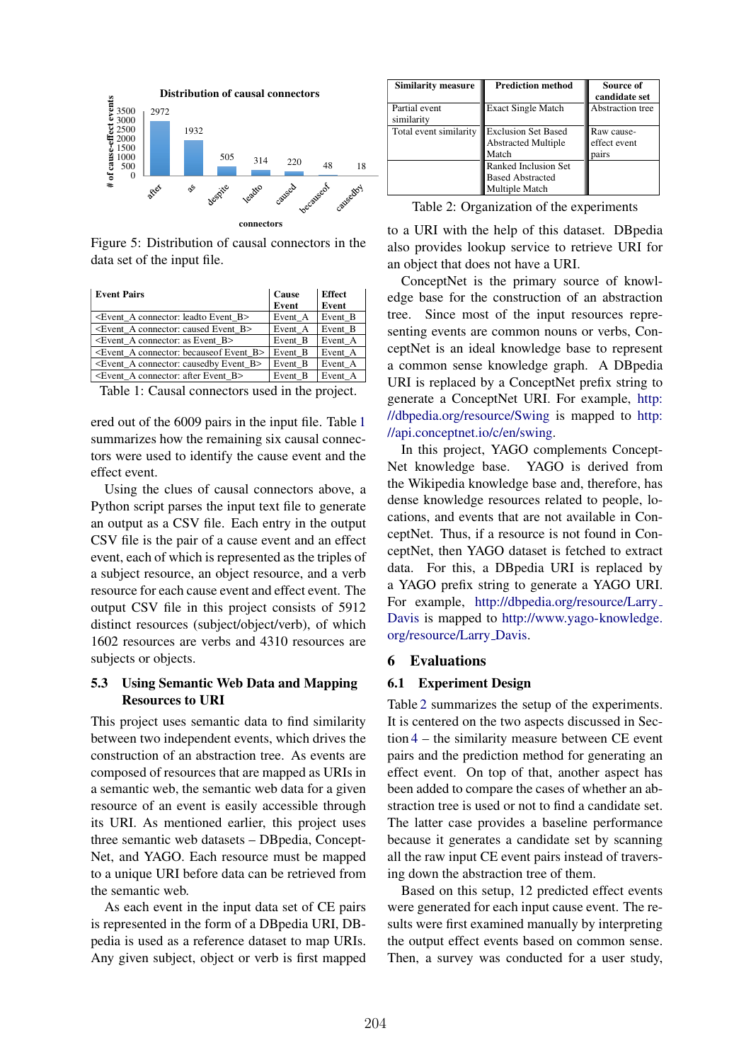Figure 5: Distribution of causal connectors in the data set of the input file.

| Event Pairs | Cause Event | Effect Event |
| --- | --- | --- |
| <Event_A connector: leadto Event_B> | Event_A | Event_B |
| <Event_A connector: caused Event_B> | Event_A | Event_B |
| <Event_A connector: as Event_B> | Event_B | Event_A |
| <Event_A connector: becauseof Event_B> | Event_B | Event_A |
| <Event_A connector: causedby Event_B> | Event_B | Event_A |
| <Event_A connector: after Event_B> | Event_B | Event_A |

Table 1: Causal connectors used in the project.

ered out of the 6009 pairs in the input file. Table 1 summarizes how the remaining six causal connectors were used to identify the cause event and the effect event.

Using the clues of causal connectors above, a Python script parses the input text file to generate an output as a CSV file. Each entry in the output CSV file is the pair of a cause event and an effect event, each of which is represented as the triples of a subject resource, an object resource, and a verb resource for each cause event and effect event. The output CSV file in this project consists of 5912 distinct resources (subject/object/verb), of which 1602 resources are verbs and 4310 resources are subjects or objects.

### 5.3 Using Semantic Web Data and Mapping Resources to URI

This project uses semantic data to find similarity between two independent events, which drives the construction of an abstraction tree. As events are composed of resources that are mapped as URIs in a semantic web, the semantic web data for a given resource of an event is easily accessible through its URI. As mentioned earlier, this project uses three semantic web datasets – DBpedia, ConceptNet, and YAGO. Each resource must be mapped to a unique URI before data can be retrieved from the semantic web.

As each event in the input data set of CE pairs is represented in the form of a DBpedia URI, DBpedia is used as a reference dataset to map URIs. Any given subject, object or verb is first mapped to a URI with the help of this dataset. DBpedia also provides lookup service to retrieve URI for an object that does not have a URI.

ConceptNet is the primary source of knowledge base for the construction of an abstraction tree. Since most of the input resources representing events are common nouns or verbs, ConceptNet is an ideal knowledge base to represent a common sense knowledge graph. A DBpedia URI is replaced by a ConceptNet prefix string to generate a ConceptNet URI. For example, http://dbpedia.org/resource/Swing is mapped to http://api.conceptnet.io/c/en/swing.

In this project, YAGO complements ConceptNet knowledge base. YAGO is derived from the Wikipedia knowledge base and, therefore, has dense knowledge resources related to people, locations, and events that are not available in ConceptNet. Thus, if a resource is not found in ConceptNet, then YAGO dataset is fetched to extract data. For this, a DBpedia URI is replaced by a YAGO prefix string to generate a YAGO URI. For example, http://dbpedia.org/resource/Larry_Davis is mapped to http://www.yago-knowledge.org/resource/Larry_Davis.

| Similarity measure | Prediction method | Source of candidate set |
| --- | --- | --- |
| Partial event similarity | Exact Single Match | Abstraction tree |
| Total event similarity | Exclusion Set Based Abstracted Multiple Match | Raw cause-effect event pairs |
| | Ranked Inclusion Set Based Abstracted Multiple Match | |

Table 2: Organization of the experiments

## 6 Evaluations

### 6.1 Experiment Design

Table 2 summarizes the setup of the experiments. It is centered on the two aspects discussed in Section 4 – the similarity measure between CE event pairs and the prediction method for generating an effect event. On top of that, another aspect has been added to compare the cases of whether an abstraction tree is used or not to find a candidate set. The latter case provides a baseline performance because it generates a candidate set by scanning all the raw input CE event pairs instead of traversing down the abstraction tree of them.

Based on this setup, 12 predicted effect events were generated for each input cause event. The results were first examined manually by interpreting the output effect events based on common sense. Then, a survey was conducted for a user study,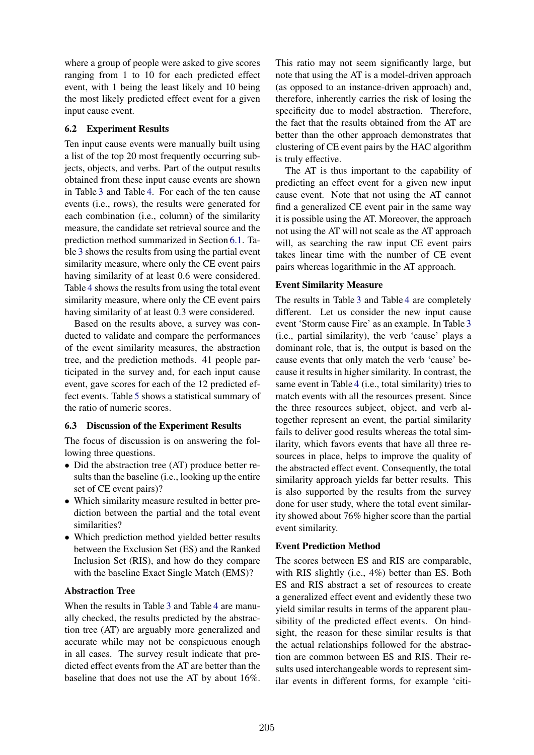where a group of people were asked to give scores ranging from 1 to 10 for each predicted effect event, with 1 being the least likely and 10 being the most likely predicted effect event for a given input cause event.

## 6.2 Experiment Results

Ten input cause events were manually built using a list of the top 20 most frequently occurring subjects, objects, and verbs. Part of the output results obtained from these input cause events are shown in Table 3 and Table 4. For each of the ten cause events (i.e., rows), the results were generated for each combination (i.e., column) of the similarity measure, the candidate set retrieval source and the prediction method summarized in Section 6.1. Table 3 shows the results from using the partial event similarity measure, where only the CE event pairs having similarity of at least 0.6 were considered. Table 4 shows the results from using the total event similarity measure, where only the CE event pairs having similarity of at least 0.3 were considered.

Based on the results above, a survey was conducted to validate and compare the performances of the event similarity measures, the abstraction tree, and the prediction methods. 41 people participated in the survey and, for each input cause event, gave scores for each of the 12 predicted effect events. Table 5 shows a statistical summary of the ratio of numeric scores.

## 6.3 Discussion of the Experiment Results

The focus of discussion is on answering the following three questions.

- Did the abstraction tree (AT) produce better results than the baseline (i.e., looking up the entire set of CE event pairs)?
- Which similarity measure resulted in better prediction between the partial and the total event similarities?
- Which prediction method yielded better results between the Exclusion Set (ES) and the Ranked Inclusion Set (RIS), and how do they compare with the baseline Exact Single Match (EMS)?

**Abstraction Tree**

When the results in Table 3 and Table 4 are manually checked, the results predicted by the abstraction tree (AT) are arguably more generalized and accurate while may not be conspicuous enough in all cases. The survey result indicate that predicted effect events from the AT are better than the baseline that does not use the AT by about 16%. This ratio may not seem significantly large, but note that using the AT is a model-driven approach (as opposed to an instance-driven approach) and, therefore, inherently carries the risk of losing the specificity due to model abstraction. Therefore, the fact that the results obtained from the AT are better than the other approach demonstrates that clustering of CE event pairs by the HAC algorithm is truly effective.

The AT is thus important to the capability of predicting an effect event for a given new input cause event. Note that not using the AT cannot find a generalized CE event pair in the same way it is possible using the AT. Moreover, the approach not using the AT will not scale as the AT approach will, as searching the raw input CE event pairs takes linear time with the number of CE event pairs whereas logarithmic in the AT approach.

**Event Similarity Measure**

The results in Table 3 and Table 4 are completely different. Let us consider the new input cause event 'Storm cause Fire' as an example. In Table 3 (i.e., partial similarity), the verb 'cause' plays a dominant role, that is, the output is based on the cause events that only match the verb 'cause' because it results in higher similarity. In contrast, the same event in Table 4 (i.e., total similarity) tries to match events with all the resources present. Since the three resources subject, object, and verb altogether represent an event, the partial similarity fails to deliver good results whereas the total similarity, which favors events that have all three resources in place, helps to improve the quality of the abstracted effect event. Consequently, the total similarity approach yields far better results. This is also supported by the results from the survey done for user study, where the total event similarity showed about 76% higher score than the partial event similarity.

**Event Prediction Method**

The scores between ES and RIS are comparable, with RIS slightly (i.e., 4%) better than ES. Both ES and RIS abstract a set of resources to create a generalized effect event and evidently these two yield similar results in terms of the apparent plausibility of the predicted effect events. On hindsight, the reason for these similar results is that the actual relationships followed for the abstraction are common between ES and RIS. Their results used interchangeable words to represent similar events in different forms, for example 'citi-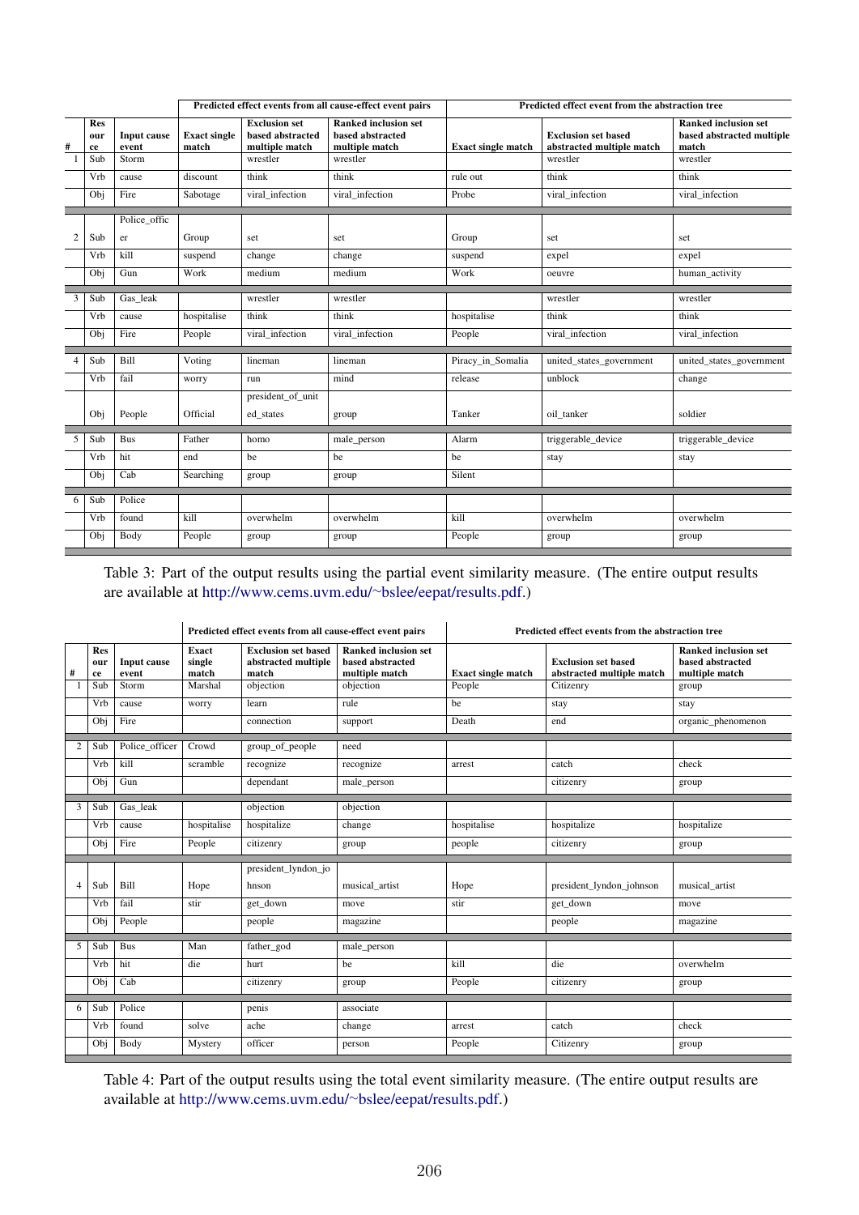| # | Resource | Input cause event | Predicted effect events from all cause-effect event pairs: Exact single match | Exclusion set based abstracted multiple match | Ranked inclusion set based abstracted multiple match | Predicted effect event from the abstraction tree: Exact single match | Exclusion set based abstracted multiple match | Ranked inclusion set based abstracted multiple match |
|---|---|---|---|---|---|---|---|---|
| 1 | Sub | Storm | | wrestler | wrestler | | wrestler | wrestler |
| | Vrb | cause | discount | think | think | rule out | think | think |
| | Obj | Fire | Sabotage | viral_infection | viral_infection | Probe | viral_infection | viral_infection |
| 2 | Sub | Police_officer | Group | set | set | Group | set | set |
| | Vrb | kill | suspend | change | change | suspend | expel | expel |
| | Obj | Gun | Work | medium | medium | Work | oeuvre | human_activity |
| 3 | Sub | Gas_leak | | wrestler | wrestler | | wrestler | wrestler |
| | Vrb | cause | hospitalise | think | think | hospitalise | think | think |
| | Obj | Fire | People | viral_infection | viral_infection | People | viral_infection | viral_infection |
| 4 | Sub | Bill | Voting | lineman | lineman | Piracy_in_Somalia | united_states_government | united_states_government |
| | Vrb | fail | worry | run | mind | release | unblock | change |
| | Obj | People | Official | president_of_united_states | group | Tanker | oil_tanker | soldier |
| 5 | Sub | Bus | Father | homo | male_person | Alarm | triggerable_device | triggerable_device |
| | Vrb | hit | end | be | be | be | stay | stay |
| | Obj | Cab | Searching | group | group | Silent | | |
| 6 | Sub | Police | | | | | | |
| | Vrb | found | kill | overwhelm | overwhelm | kill | overwhelm | overwhelm |
| | Obj | Body | People | group | group | People | group | group |

Table 3: Part of the output results using the partial event similarity measure. (The entire output results are available at http://www.cems.uvm.edu/~bslee/eepat/results.pdf.)

| # | Resource | Input cause event | Predicted effect events from all cause-effect event pairs: Exact single match | Exclusion set based abstracted multiple match | Ranked inclusion set based abstracted multiple match | Predicted effect events from the abstraction tree: Exact single match | Exclusion set based abstracted multiple match | Ranked inclusion set based abstracted multiple match |
|---|---|---|---|---|---|---|---|---|
| 1 | Sub | Storm | Marshal | objection | objection | People | Citizenry | group |
| | Vrb | cause | worry | learn | rule | be | stay | stay |
| | Obj | Fire | | connection | support | Death | end | organic_phenomenon |
| 2 | Sub | Police_officer | Crowd | group_of_people | need | | | |
| | Vrb | kill | scramble | recognize | recognize | arrest | catch | check |
| | Obj | Gun | | dependant | male_person | | citizenry | group |
| 3 | Sub | Gas_leak | | objection | objection | | | |
| | Vrb | cause | hospitalise | hospitalize | change | hospitalise | hospitalize | hospitalize |
| | Obj | Fire | People | citizenry | group | people | citizenry | group |
| 4 | Sub | Bill | Hope | president_lyndon_johnson | musical_artist | Hope | president_lyndon_johnson | musical_artist |
| | Vrb | fail | stir | get_down | move | stir | get_down | move |
| | Obj | People | | people | magazine | | people | magazine |
| 5 | Sub | Bus | Man | father_god | male_person | | | |
| | Vrb | hit | die | hurt | be | kill | die | overwhelm |
| | Obj | Cab | | citizenry | group | People | citizenry | group |
| 6 | Sub | Police | | penis | associate | | | |
| | Vrb | found | solve | ache | change | arrest | catch | check |
| | Obj | Body | Mystery | officer | person | People | Citizenry | group |

Table 4: Part of the output results using the total event similarity measure. (The entire output results are available at http://www.cems.uvm.edu/~bslee/eepat/results.pdf.)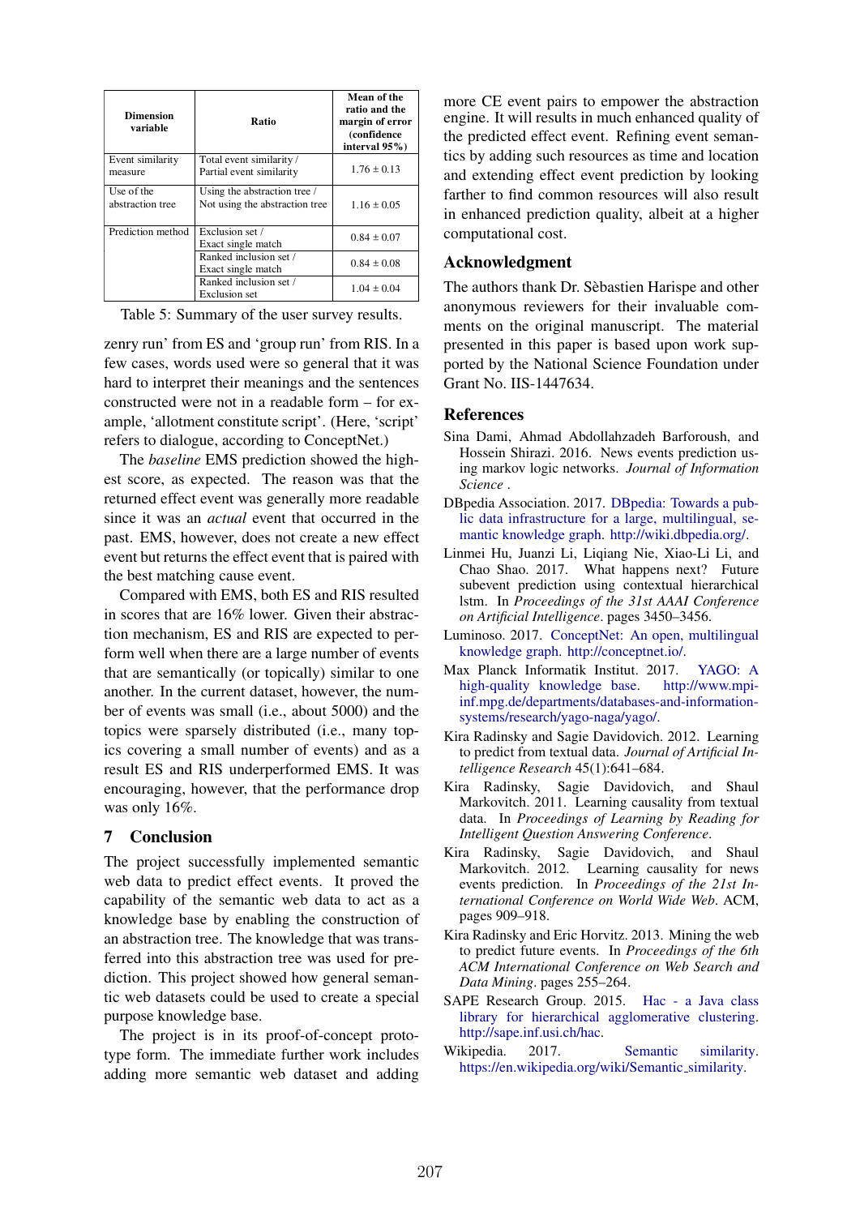| Dimension variable | Ratio | Mean of the ratio and the margin of error (confidence interval 95%) |
|---|---|---|
| Event similarity measure | Total event similarity / Partial event similarity | 1.76 ± 0.13 |
| Use of the abstraction tree | Using the abstraction tree / Not using the abstraction tree | 1.16 ± 0.05 |
| Prediction method | Exclusion set / Exact single match | 0.84 ± 0.07 |
| | Ranked inclusion set / Exact single match | 0.84 ± 0.08 |
| | Ranked inclusion set / Exclusion set | 1.04 ± 0.04 |

Table 5: Summary of the user survey results.

zenry run' from ES and 'group run' from RIS. In a few cases, words used were so general that it was hard to interpret their meanings and the sentences constructed were not in a readable form – for example, 'allotment constitute script'. (Here, 'script' refers to dialogue, according to ConceptNet.)

The *baseline* EMS prediction showed the highest score, as expected. The reason was that the returned effect event was generally more readable since it was an *actual* event that occurred in the past. EMS, however, does not create a new effect event but returns the effect event that is paired with the best matching cause event.

Compared with EMS, both ES and RIS resulted in scores that are 16% lower. Given their abstraction mechanism, ES and RIS are expected to perform well when there are a large number of events that are semantically (or topically) similar to one another. In the current dataset, however, the number of events was small (i.e., about 5000) and the topics were sparsely distributed (i.e., many topics covering a small number of events) and as a result ES and RIS underperformed EMS. It was encouraging, however, that the performance drop was only 16%.

## 7 Conclusion

The project successfully implemented semantic web data to predict effect events. It proved the capability of the semantic web data to act as a knowledge base by enabling the construction of an abstraction tree. The knowledge that was transferred into this abstraction tree was used for prediction. This project showed how general semantic web datasets could be used to create a special purpose knowledge base.

The project is in its proof-of-concept prototype form. The immediate further work includes adding more semantic web dataset and adding more CE event pairs to empower the abstraction engine. It will results in much enhanced quality of the predicted effect event. Refining event semantics by adding such resources as time and location and extending effect event prediction by looking farther to find common resources will also result in enhanced prediction quality, albeit at a higher computational cost.

## Acknowledgment

The authors thank Dr. Sèbastien Harispe and other anonymous reviewers for their invaluable comments on the original manuscript. The material presented in this paper is based upon work supported by the National Science Foundation under Grant No. IIS-1447634.

## References

Sina Dami, Ahmad Abdollahzadeh Barforoush, and Hossein Shirazi. 2016. News events prediction using markov logic networks. *Journal of Information Science* .

DBpedia Association. 2017. DBpedia: Towards a public data infrastructure for a large, multilingual, semantic knowledge graph. http://wiki.dbpedia.org/.

Linmei Hu, Juanzi Li, Liqiang Nie, Xiao-Li Li, and Chao Shao. 2017. What happens next? Future subevent prediction using contextual hierarchical lstm. In *Proceedings of the 31st AAAI Conference on Artificial Intelligence*. pages 3450–3456.

Luminoso. 2017. ConceptNet: An open, multilingual knowledge graph. http://conceptnet.io/.

Max Planck Informatik Institut. 2017. YAGO: A high-quality knowledge base. http://www.mpi-inf.mpg.de/departments/databases-and-information-systems/research/yago-naga/yago/.

Kira Radinsky and Sagie Davidovich. 2012. Learning to predict from textual data. *Journal of Artificial Intelligence Research* 45(1):641–684.

Kira Radinsky, Sagie Davidovich, and Shaul Markovitch. 2011. Learning causality from textual data. In *Proceedings of Learning by Reading for Intelligent Question Answering Conference*.

Kira Radinsky, Sagie Davidovich, and Shaul Markovitch. 2012. Learning causality for news events prediction. In *Proceedings of the 21st International Conference on World Wide Web*. ACM, pages 909–918.

Kira Radinsky and Eric Horvitz. 2013. Mining the web to predict future events. In *Proceedings of the 6th ACM International Conference on Web Search and Data Mining*. pages 255–264.

SAPE Research Group. 2015. Hac - a Java class library for hierarchical agglomerative clustering. http://sape.inf.usi.ch/hac.

Wikipedia. 2017. Semantic similarity. https://en.wikipedia.org/wiki/Semantic_similarity.